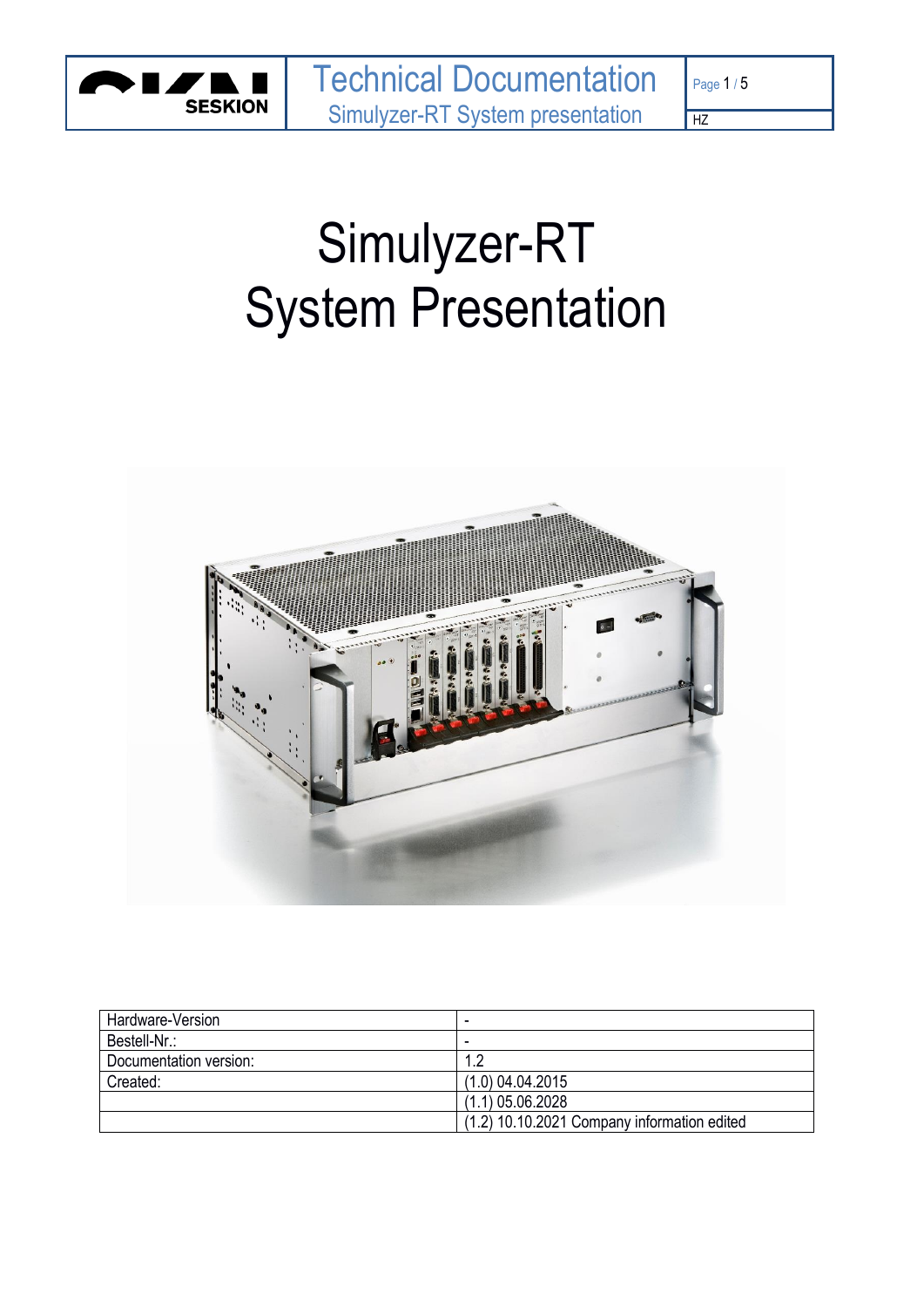# Simulyzer-RT
# System Presentation

| Hardware-Version | - |
|---|---|
| Bestell-Nr.: | - |
| Documentation version: | 1.2 |
| Created: | (1.0) 04.04.2015 |
| | (1.1) 05.06.2028 |
| | (1.2) 10.10.2021 Company information edited |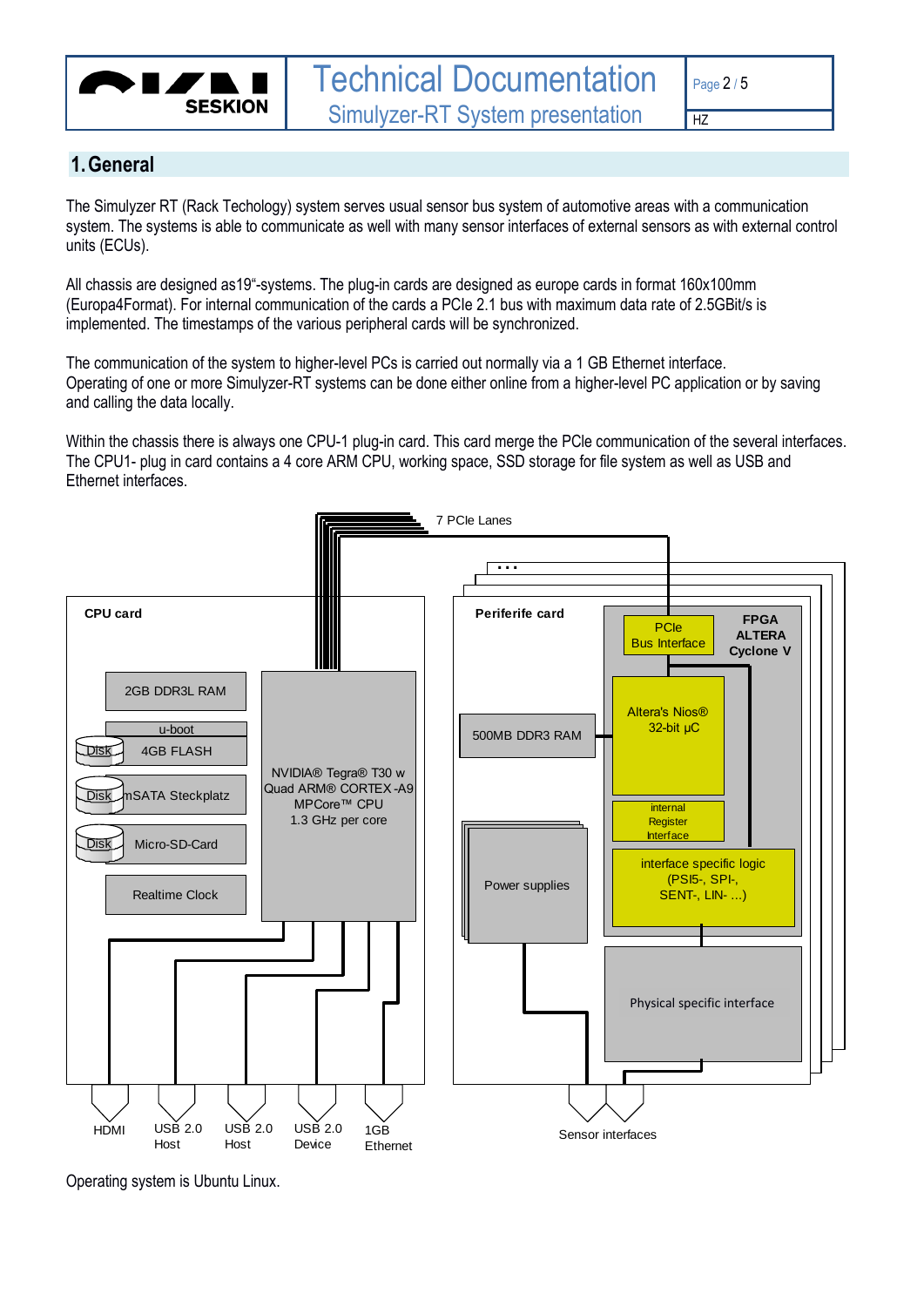## 1. General

The Simulyzer RT (Rack Techology) system serves usual sensor bus system of automotive areas with a communication system. The systems is able to communicate as well with many sensor interfaces of external sensors as with external control units (ECUs).

All chassis are designed as19"-systems. The plug-in cards are designed as europe cards in format 160x100mm (Europa4Format). For internal communication of the cards a PCIe 2.1 bus with maximum data rate of 2.5GBit/s is implemented. The timestamps of the various peripheral cards will be synchronized.

The communication of the system to higher-level PCs is carried out normally via a 1 GB Ethernet interface.
Operating of one or more Simulyzer-RT systems can be done either online from a higher-level PC application or by saving and calling the data locally.

Within the chassis there is always one CPU-1 plug-in card. This card merge the PCIe communication of the several interfaces. The CPU1- plug in card contains a 4 core ARM CPU, working space, SSD storage for file system as well as USB and Ethernet interfaces.

7 PCIe Lanes

CPU card

2GB DDR3L RAM

u-boot

Disk 4GB FLASH

Disk mSATA Steckplatz

Disk Micro-SD-Card

Realtime Clock

NVIDIA® Tegra® T30 w Quad ARM® CORTEX-A9 MPCore™ CPU 1.3 GHz per core

HDMI | USB 2.0 Host | USB 2.0 Host | USB 2.0 Device | 1GB Ethernet

Periferife card

500MB DDR3 RAM

Power supplies

FPGA ALTERA Cyclone V

PCIe Bus Interface

Altera's Nios® 32-bit µC

internal Register Interface

interface specific logic (PSI5-, SPI-, SENT-, LIN- ...)

Physical specific interface

Sensor interfaces

Operating system is Ubuntu Linux.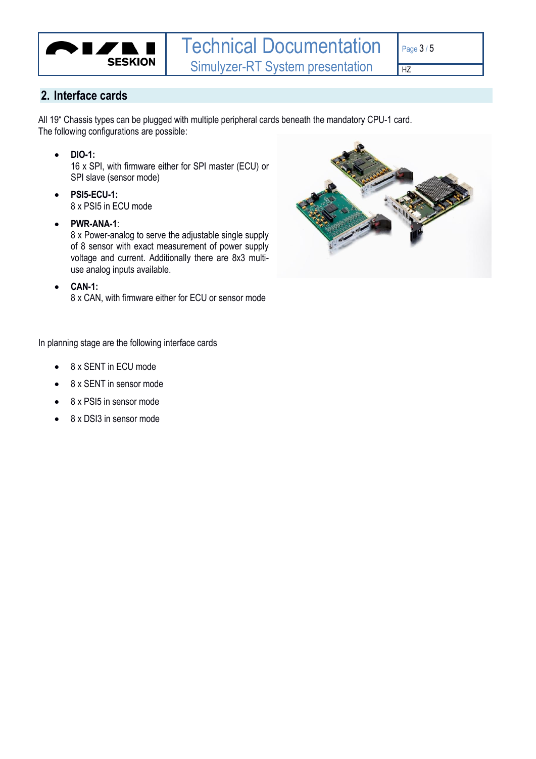## 2. Interface cards

All 19“ Chassis types can be plugged with multiple peripheral cards beneath the mandatory CPU-1 card. The following configurations are possible:

- **DIO-1:**
  16 x SPI, with firmware either for SPI master (ECU) or SPI slave (sensor mode)
- **PSI5-ECU-1:**
  8 x PSI5 in ECU mode
- **PWR-ANA-1**:
  8 x Power-analog to serve the adjustable single supply of 8 sensor with exact measurement of power supply voltage and current. Additionally there are 8x3 multi-use analog inputs available.
- **CAN-1:**
  8 x CAN, with firmware either for ECU or sensor mode

In planning stage are the following interface cards

- 8 x SENT in ECU mode
- 8 x SENT in sensor mode
- 8 x PSI5 in sensor mode
- 8 x DSI3 in sensor mode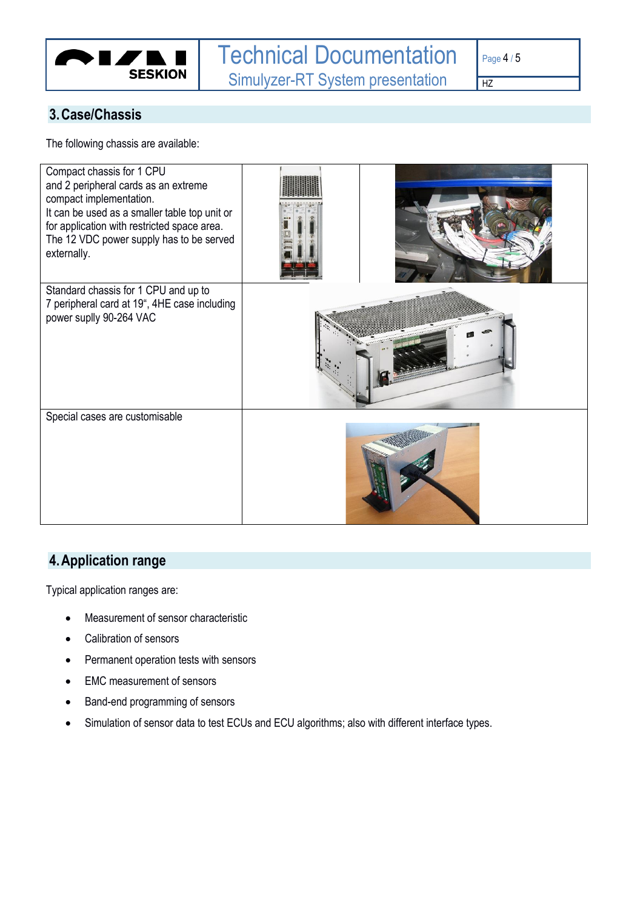## 3. Case/Chassis

The following chassis are available:

| | |
|---|---|
| Compact chassis for 1 CPU and 2 peripheral cards as an extreme compact implementation. It can be used as a smaller table top unit or for application with restricted space area. The 12 VDC power supply has to be served externally. | |
| Standard chassis for 1 CPU and up to 7 peripheral card at 19", 4HE case including power supply 90-264 VAC | |
| Special cases are customisable | |

## 4. Application range

Typical application ranges are:

- Measurement of sensor characteristic
- Calibration of sensors
- Permanent operation tests with sensors
- EMC measurement of sensors
- Band-end programming of sensors
- Simulation of sensor data to test ECUs and ECU algorithms; also with different interface types.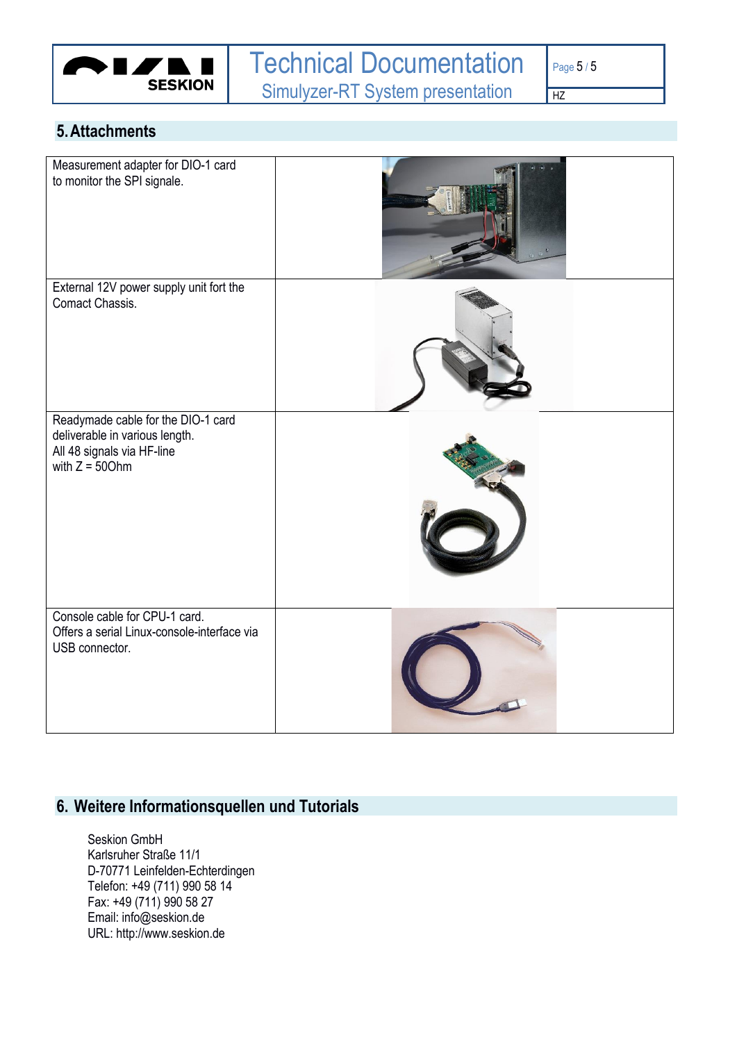## 5. Attachments

| | |
|---|---|
| Measurement adapter for DIO-1 card to monitor the SPI signale. | |
| External 12V power supply unit fort the Comact Chassis. | |
| Readymade cable for the DIO-1 card deliverable in various length. All 48 signals via HF-line with Z = 50Ohm | |
| Console cable for CPU-1 card. Offers a serial Linux-console-interface via USB connector. | |

## 6. Weitere Informationsquellen und Tutorials

Seskion GmbH
Karlsruher Straße 11/1
D-70771 Leinfelden-Echterdingen
Telefon: +49 (711) 990 58 14
Fax: +49 (711) 990 58 27
Email: info@seskion.de
URL: http://www.seskion.de